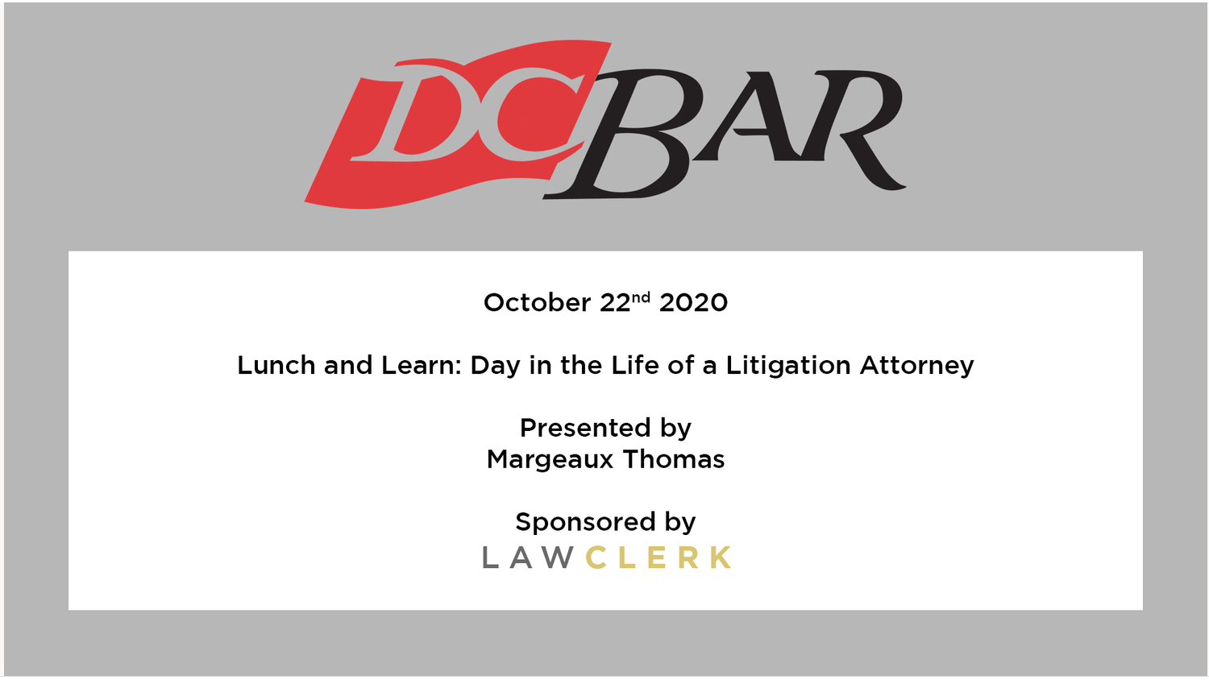DC BAR

October 22nd 2020

# Lunch and Learn: Day in the Life of a Litigation Attorney

Presented by
Margeaux Thomas

Sponsored by
LAWCLERK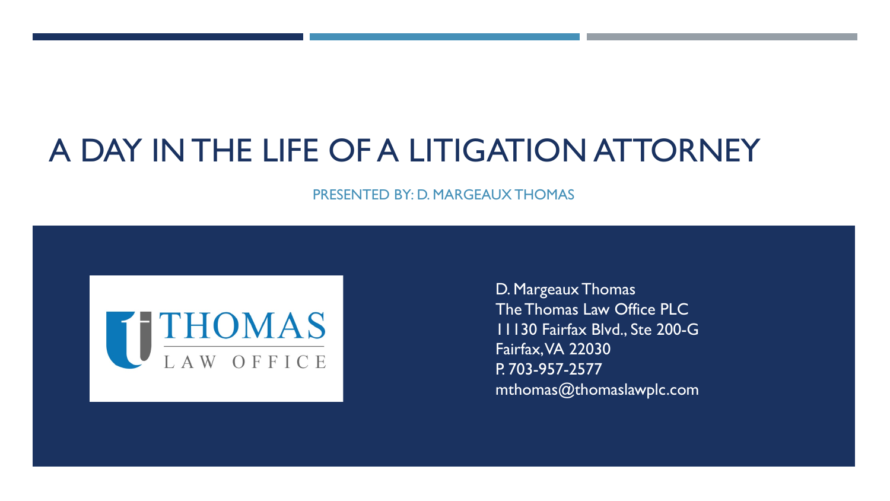# A DAY IN THE LIFE OF A LITIGATION ATTORNEY

PRESENTED BY: D. MARGEAUX THOMAS

THOMAS LAW OFFICE

D. Margeaux Thomas
The Thomas Law Office PLC
11130 Fairfax Blvd., Ste 200-G
Fairfax, VA 22030
P. 703-957-2577
mthomas@thomaslawplc.com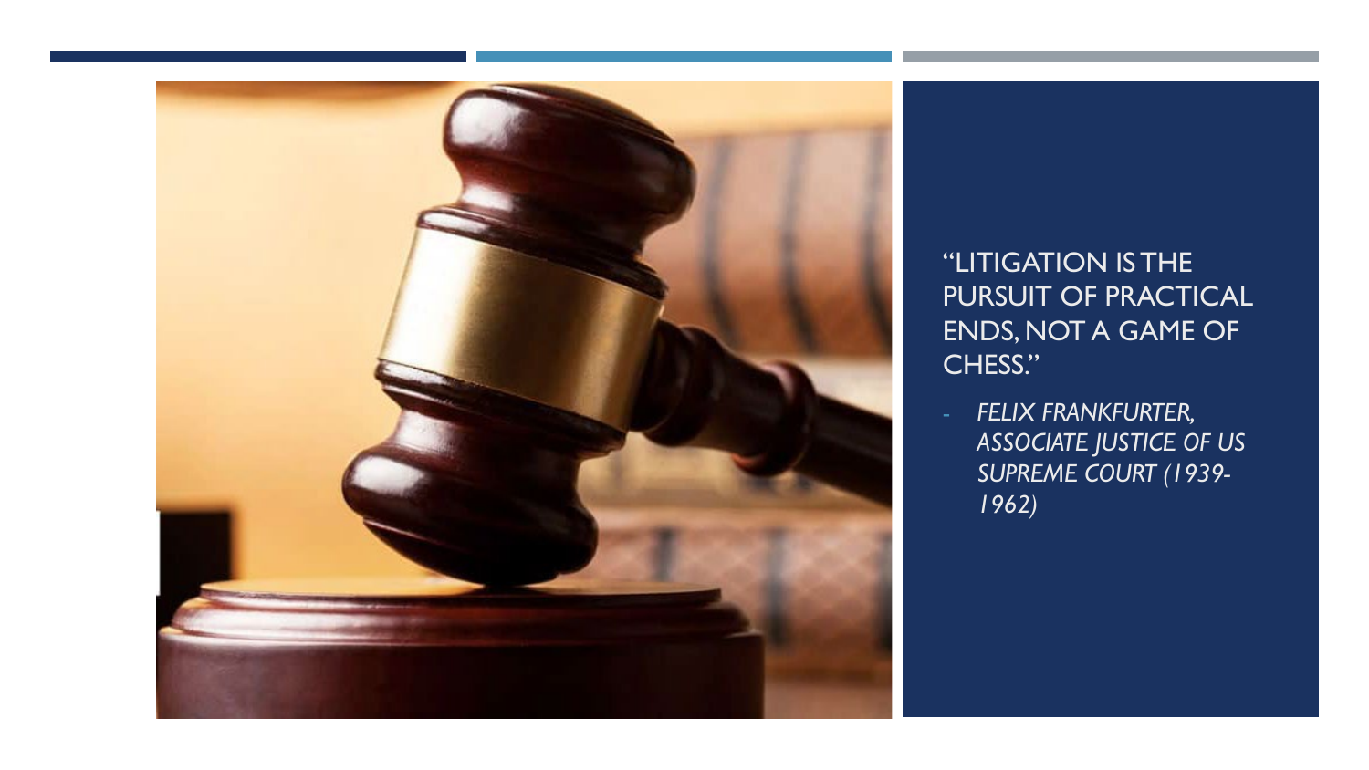"LITIGATION IS THE PURSUIT OF PRACTICAL ENDS, NOT A GAME OF CHESS."

- *FELIX FRANKFURTER, ASSOCIATE JUSTICE OF US SUPREME COURT (1939-1962)*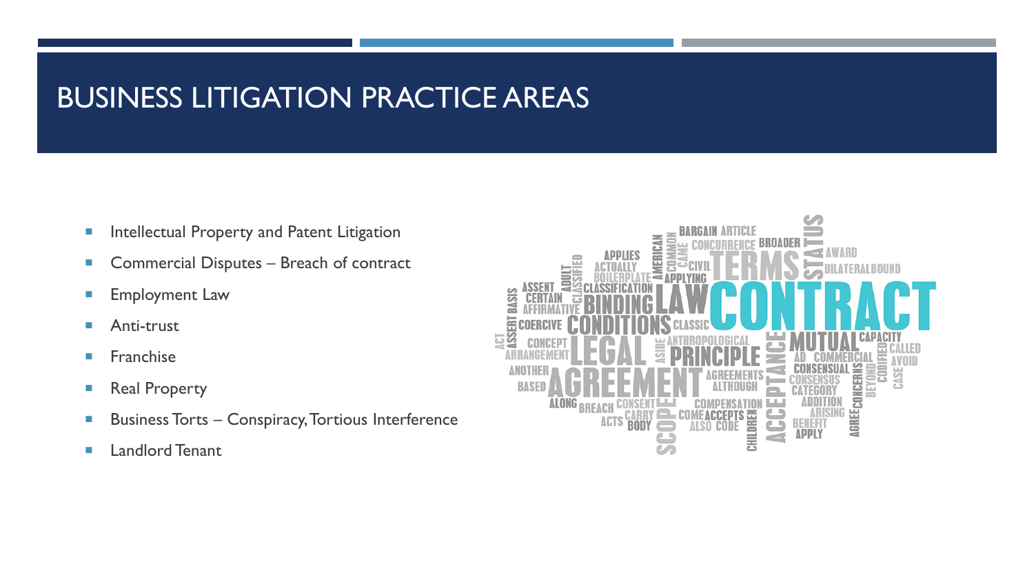# BUSINESS LITIGATION PRACTICE AREAS

- Intellectual Property and Patent Litigation
- Commercial Disputes – Breach of contract
- Employment Law
- Anti-trust
- Franchise
- Real Property
- Business Torts – Conspiracy, Tortious Interference
- Landlord Tenant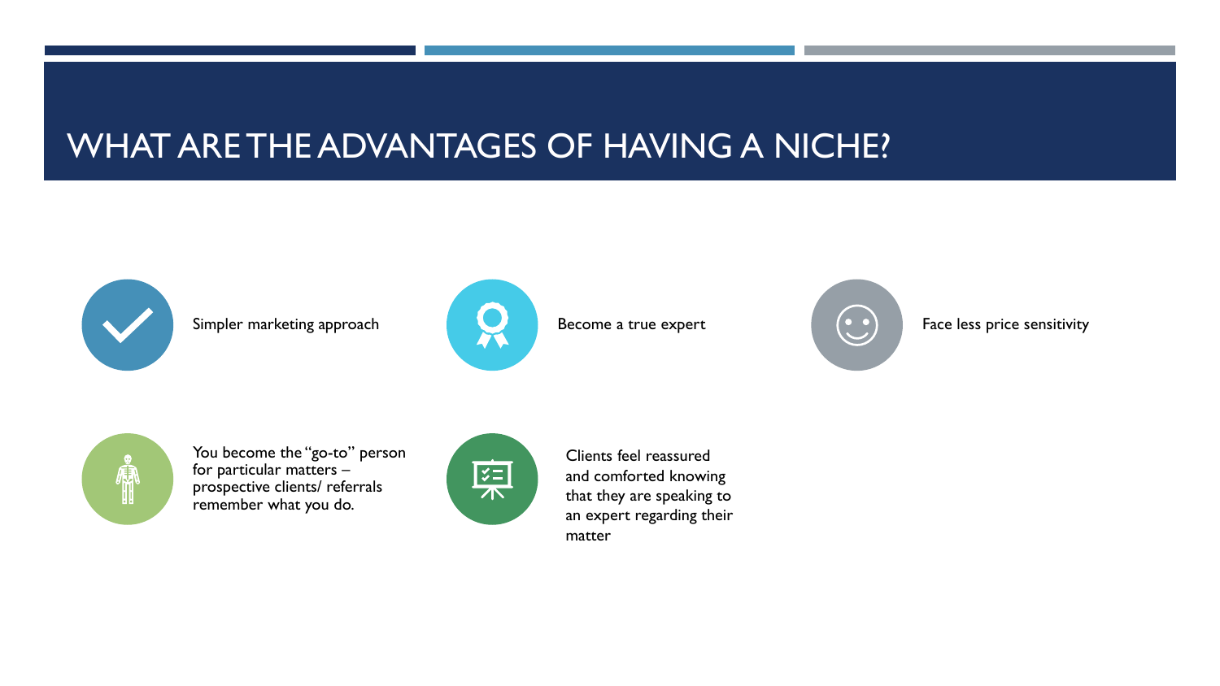# WHAT ARE THE ADVANTAGES OF HAVING A NICHE?

- Simpler marketing approach
- Become a true expert
- Face less price sensitivity
- You become the "go-to" person for particular matters – prospective clients/ referrals remember what you do.
- Clients feel reassured and comforted knowing that they are speaking to an expert regarding their matter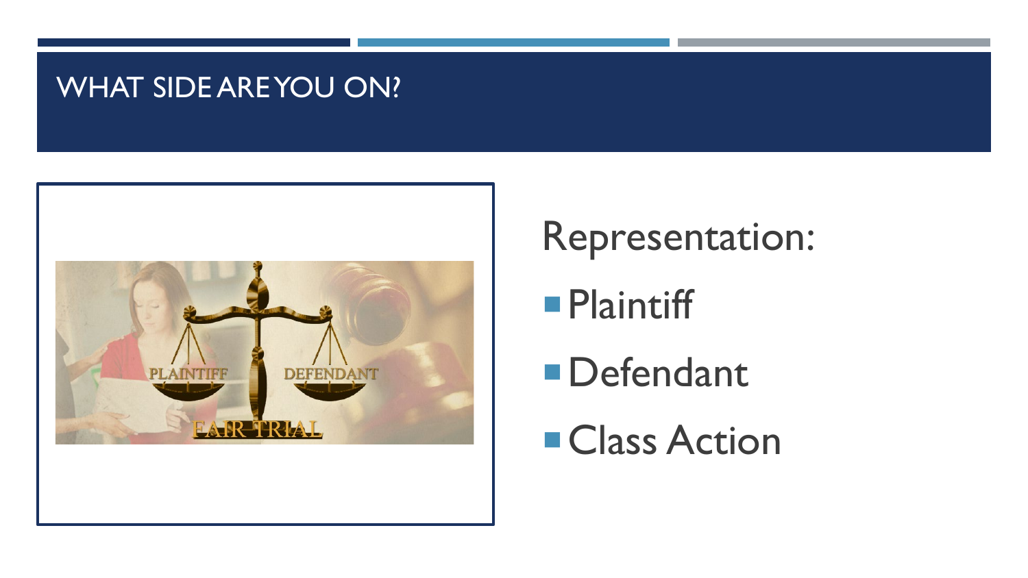# WHAT SIDE ARE YOU ON?

Representation:

- Plaintiff
- Defendant
- Class Action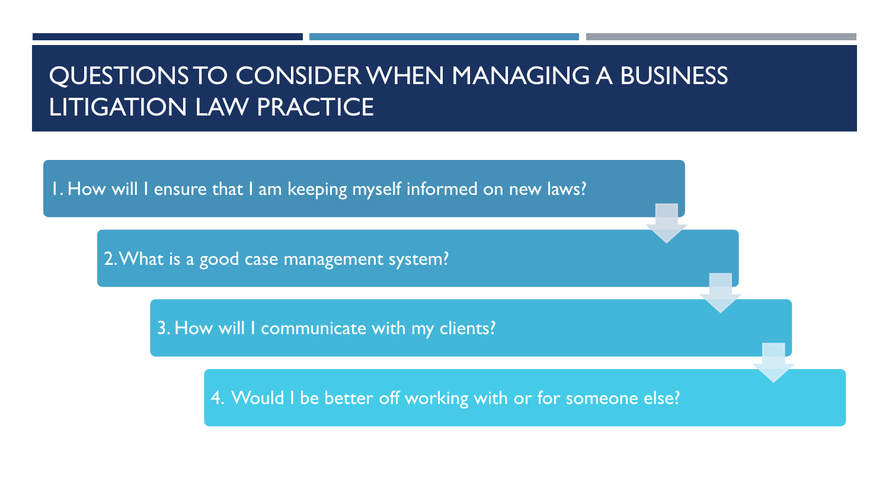# QUESTIONS TO CONSIDER WHEN MANAGING A BUSINESS LITIGATION LAW PRACTICE

1. How will I ensure that I am keeping myself informed on new laws?
2. What is a good case management system?
3. How will I communicate with my clients?
4. Would I be better off working with or for someone else?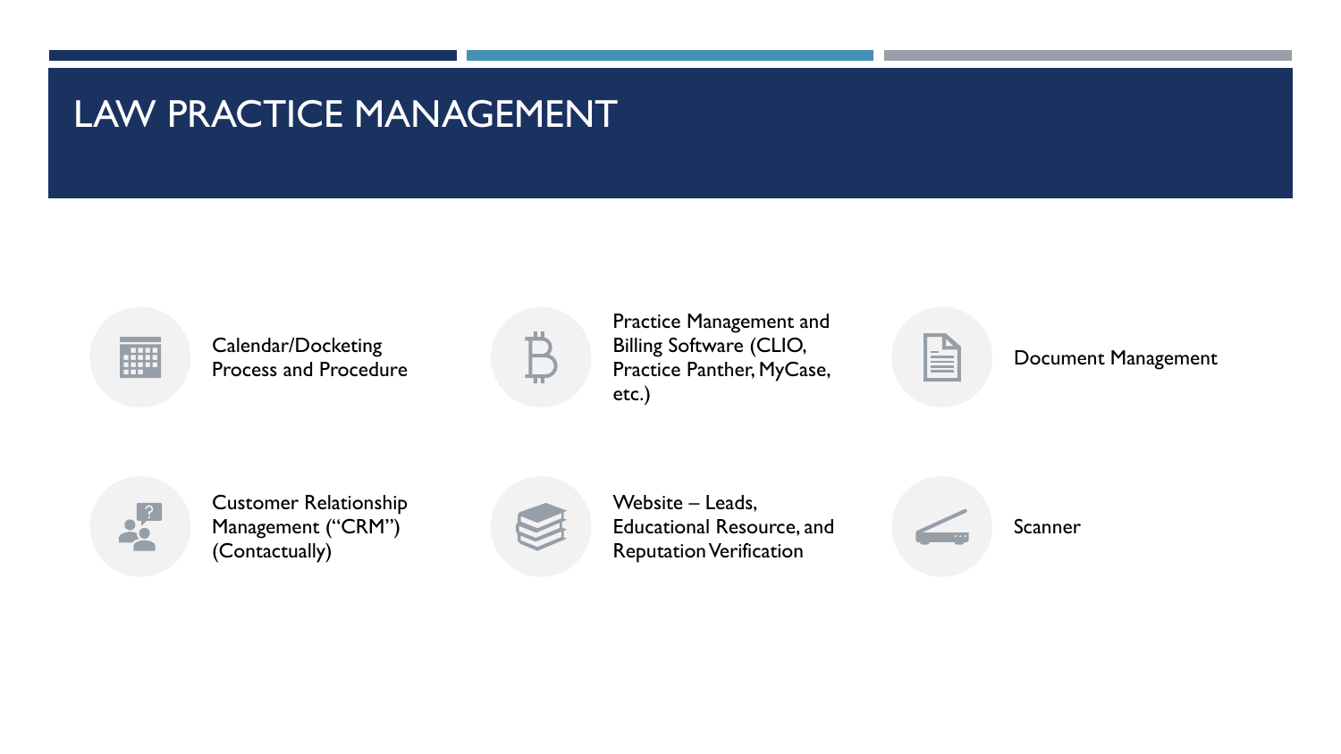# LAW PRACTICE MANAGEMENT

- Calendar/Docketing Process and Procedure
- Practice Management and Billing Software (CLIO, Practice Panther, MyCase, etc.)
- Document Management
- Customer Relationship Management ("CRM") (Contactually)
- Website – Leads, Educational Resource, and Reputation Verification
- Scanner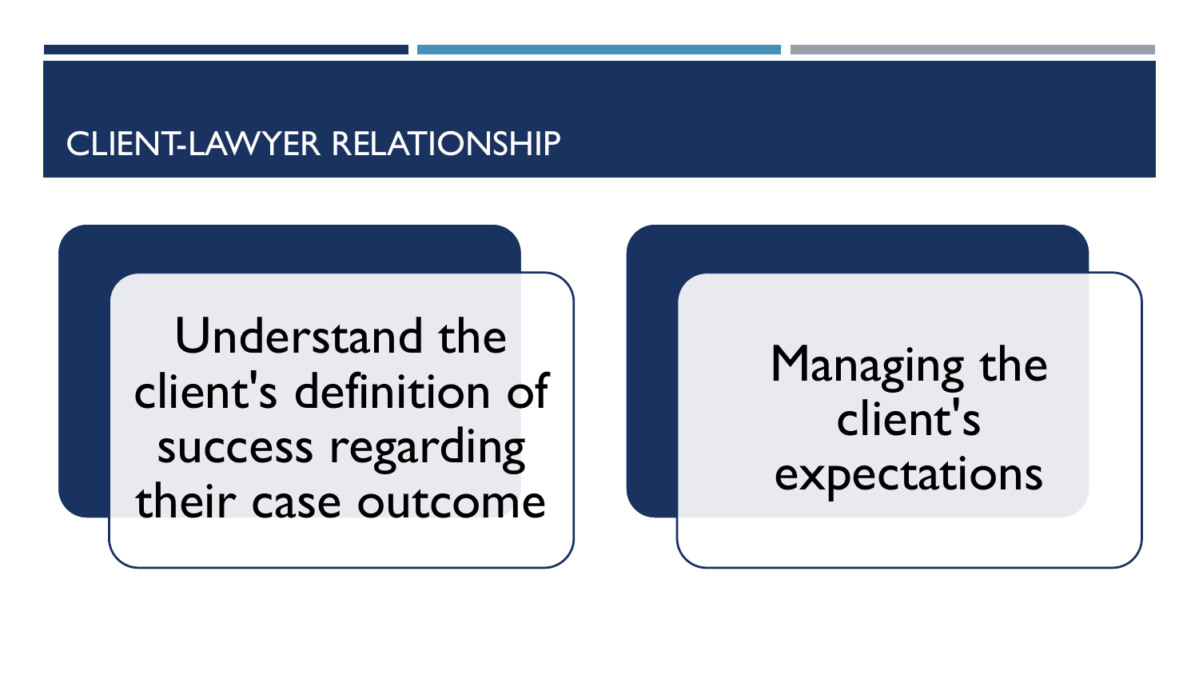# CLIENT-LAWYER RELATIONSHIP

- Understand the client's definition of success regarding their case outcome
- Managing the client's expectations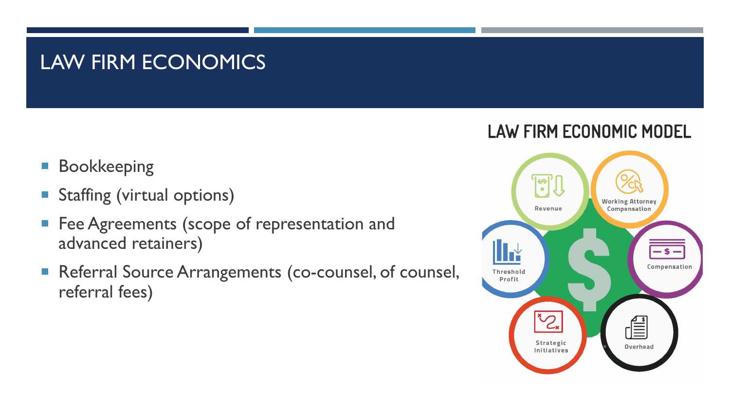# LAW FIRM ECONOMICS

- Bookkeeping
- Staffing (virtual options)
- Fee Agreements (scope of representation and advanced retainers)
- Referral Source Arrangements (co-counsel, of counsel, referral fees)

## LAW FIRM ECONOMIC MODEL

- Revenue
- Working Attorney Compensation
- Compensation
- Overhead
- Strategic Initiatives
- Threshold Profit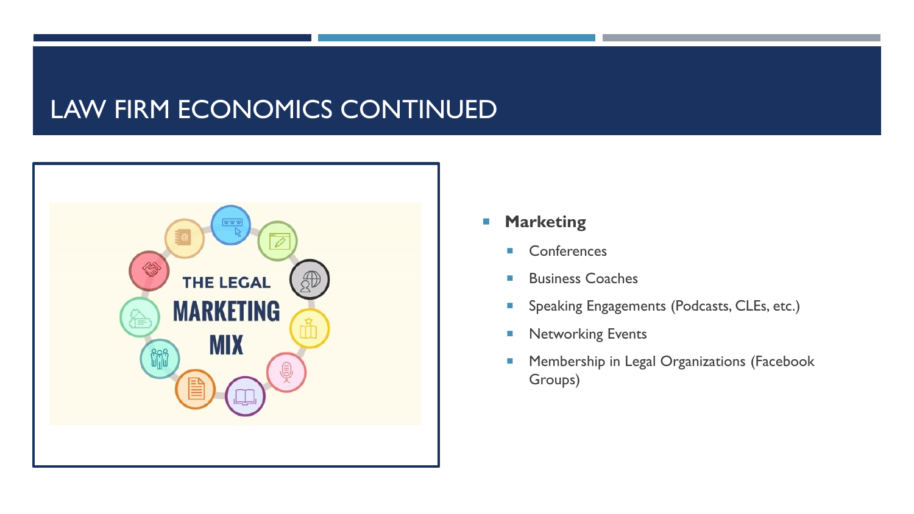# LAW FIRM ECONOMICS CONTINUED

- **Marketing**
  - Conferences
  - Business Coaches
  - Speaking Engagements (Podcasts, CLEs, etc.)
  - Networking Events
  - Membership in Legal Organizations (Facebook Groups)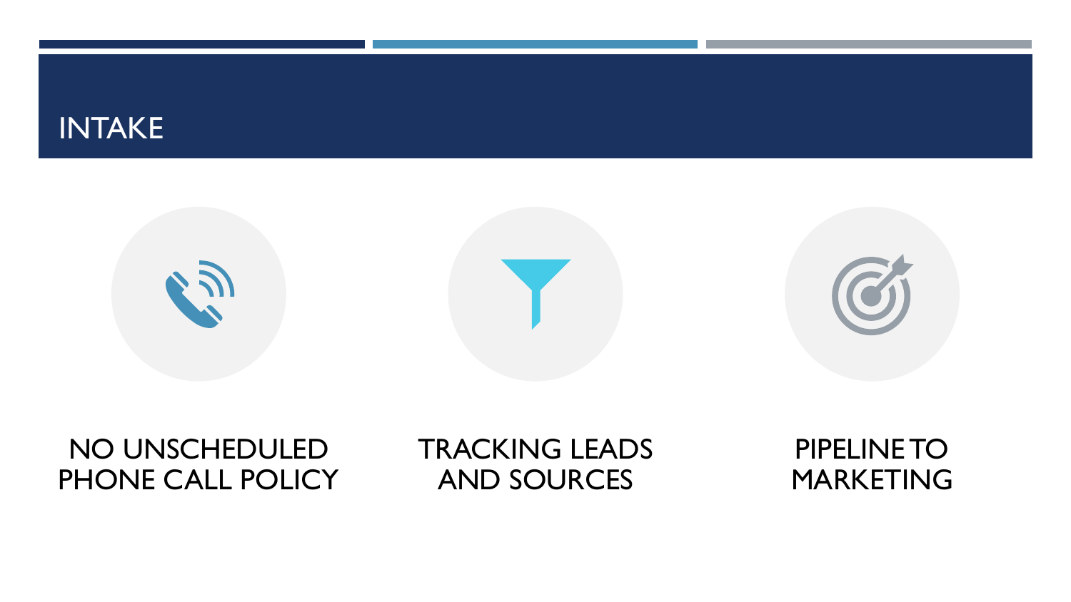# INTAKE

- NO UNSCHEDULED PHONE CALL POLICY
- TRACKING LEADS AND SOURCES
- PIPELINE TO MARKETING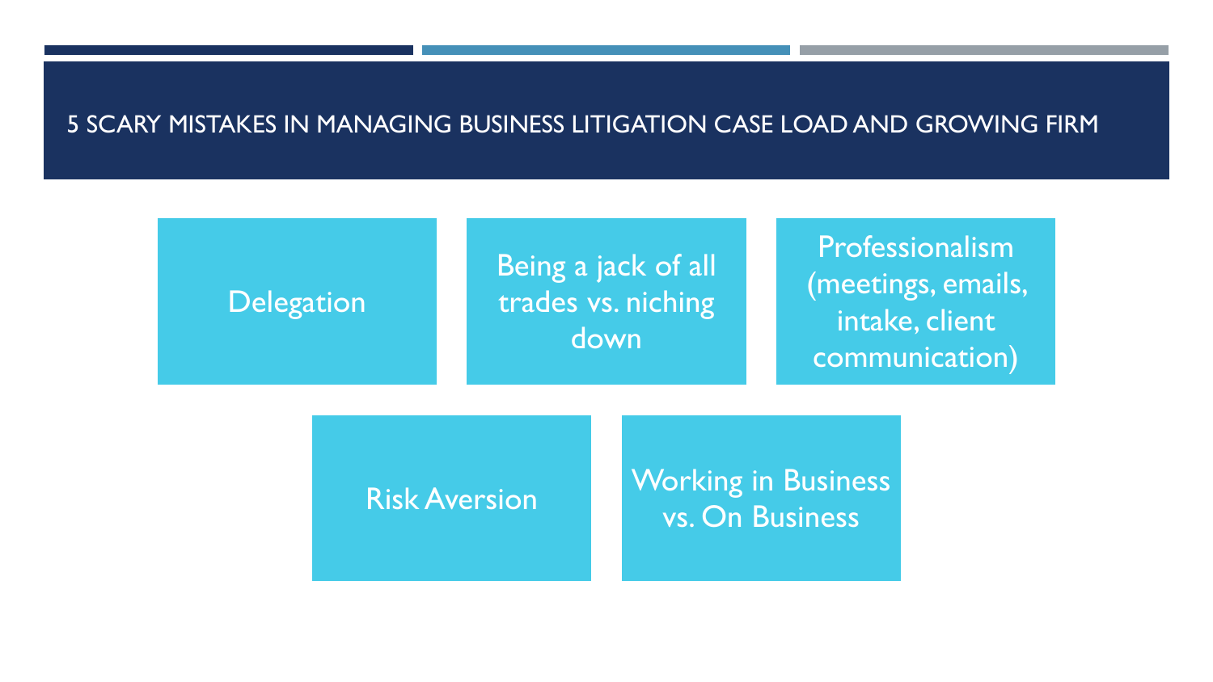# 5 SCARY MISTAKES IN MANAGING BUSINESS LITIGATION CASE LOAD AND GROWING FIRM

- Delegation
- Being a jack of all trades vs. niching down
- Professionalism (meetings, emails, intake, client communication)
- Risk Aversion
- Working in Business vs. On Business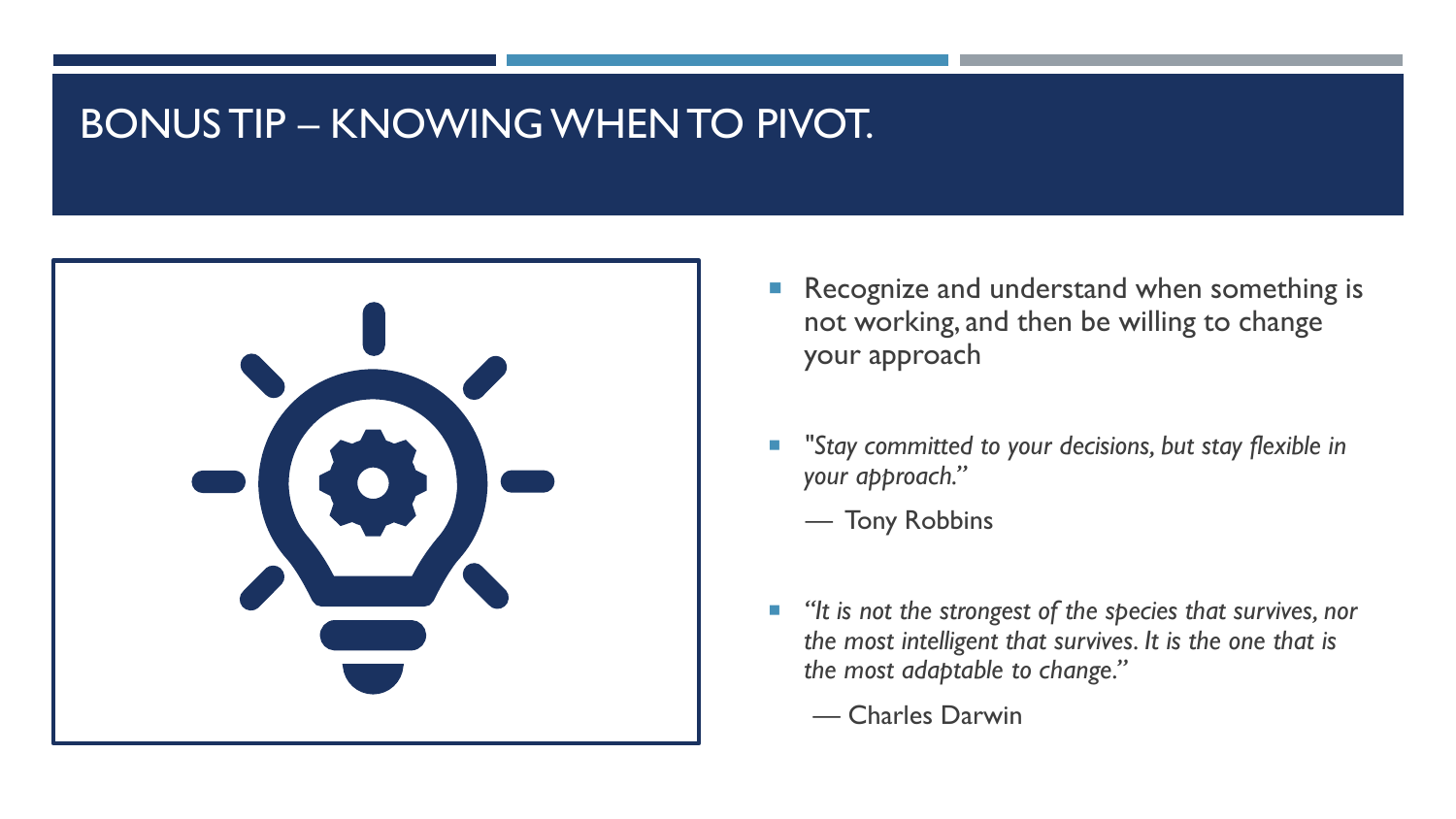# BONUS TIP – KNOWING WHEN TO PIVOT.

- Recognize and understand when something is not working, and then be willing to change your approach

- *"Stay committed to your decisions, but stay flexible in your approach."*

  — Tony Robbins

- *"It is not the strongest of the species that survives, nor the most intelligent that survives. It is the one that is the most adaptable to change."*

  — Charles Darwin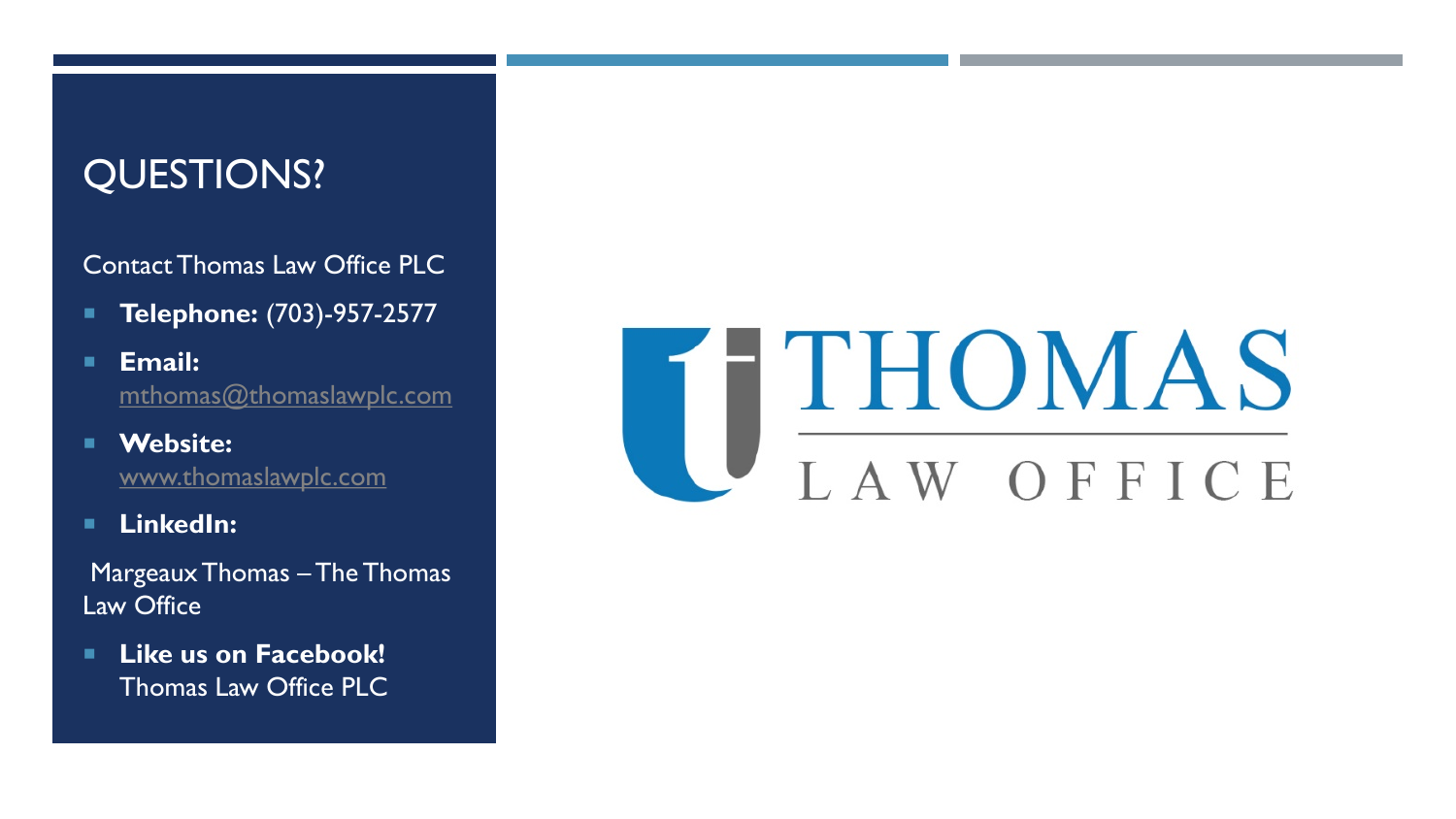# QUESTIONS?

Contact Thomas Law Office PLC

- **Telephone:** (703)-957-2577
- **Email:** mthomas@thomaslawplc.com
- **Website:** www.thomaslawplc.com
- **LinkedIn:**

Margeaux Thomas – The Thomas Law Office

- **Like us on Facebook!** Thomas Law Office PLC

THOMAS

LAW OFFICE